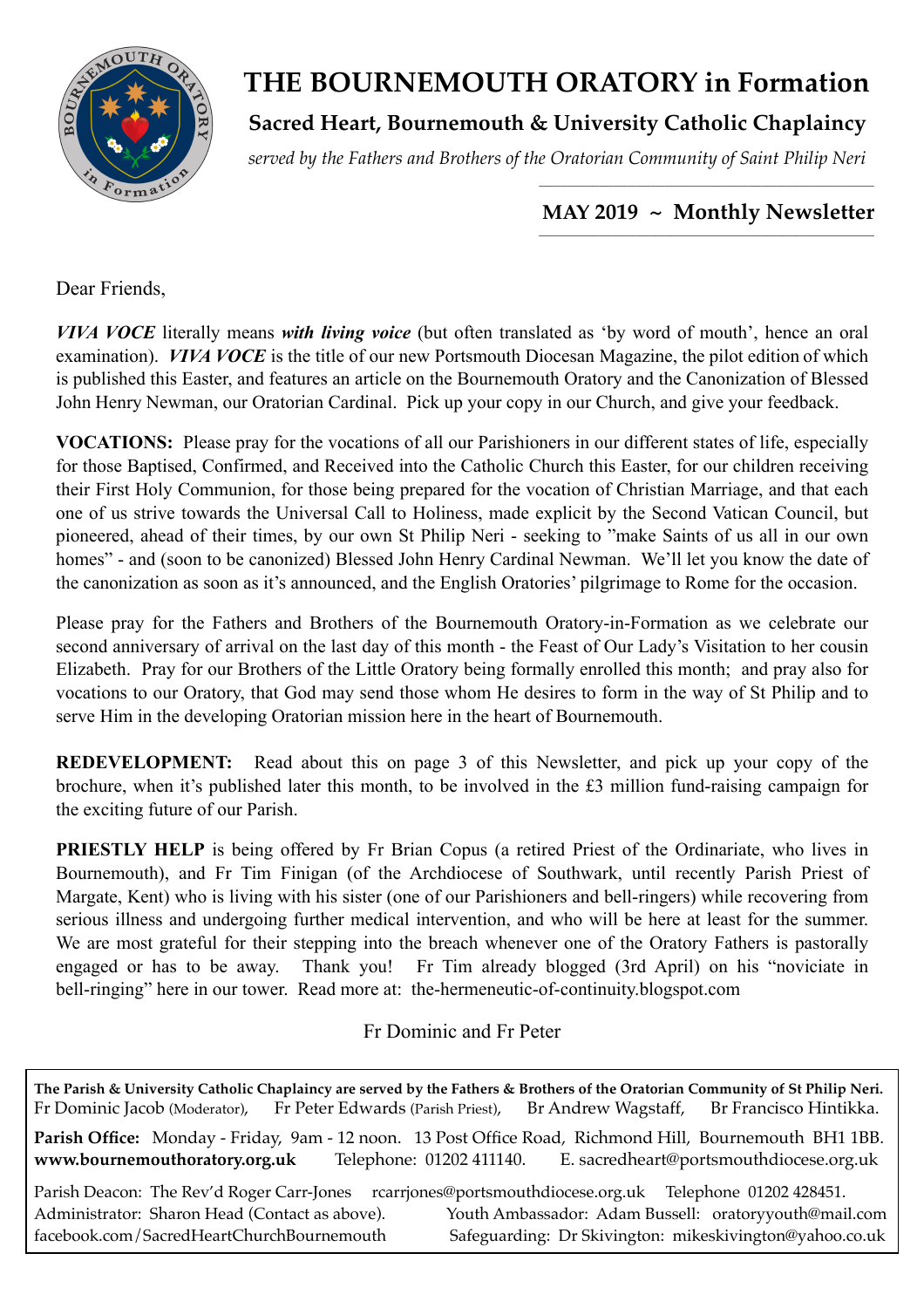# THE BOURNEMOUTH ORATORY in Formation

## Sacred Heart, Bournemouth & University Catholic Chaplaincy

*served by the Fathers and Brothers of the Oratorian Community of Saint Philip Neri*

### MAY 2019 ~ Monthly Newsletter

Dear Friends,

***VIVA VOCE*** literally means ***with living voice*** (but often translated as 'by word of mouth', hence an oral examination). ***VIVA VOCE*** is the title of our new Portsmouth Diocesan Magazine, the pilot edition of which is published this Easter, and features an article on the Bournemouth Oratory and the Canonization of Blessed John Henry Newman, our Oratorian Cardinal. Pick up your copy in our Church, and give your feedback.

**VOCATIONS:** Please pray for the vocations of all our Parishioners in our different states of life, especially for those Baptised, Confirmed, and Received into the Catholic Church this Easter, for our children receiving their First Holy Communion, for those being prepared for the vocation of Christian Marriage, and that each one of us strive towards the Universal Call to Holiness, made explicit by the Second Vatican Council, but pioneered, ahead of their times, by our own St Philip Neri - seeking to "make Saints of us all in our own homes" - and (soon to be canonized) Blessed John Henry Cardinal Newman. We'll let you know the date of the canonization as soon as it's announced, and the English Oratories' pilgrimage to Rome for the occasion.

Please pray for the Fathers and Brothers of the Bournemouth Oratory-in-Formation as we celebrate our second anniversary of arrival on the last day of this month - the Feast of Our Lady's Visitation to her cousin Elizabeth. Pray for our Brothers of the Little Oratory being formally enrolled this month; and pray also for vocations to our Oratory, that God may send those whom He desires to form in the way of St Philip and to serve Him in the developing Oratorian mission here in the heart of Bournemouth.

**REDEVELOPMENT:** Read about this on page 3 of this Newsletter, and pick up your copy of the brochure, when it's published later this month, to be involved in the £3 million fund-raising campaign for the exciting future of our Parish.

**PRIESTLY HELP** is being offered by Fr Brian Copus (a retired Priest of the Ordinariate, who lives in Bournemouth), and Fr Tim Finigan (of the Archdiocese of Southwark, until recently Parish Priest of Margate, Kent) who is living with his sister (one of our Parishioners and bell-ringers) while recovering from serious illness and undergoing further medical intervention, and who will be here at least for the summer. We are most grateful for their stepping into the breach whenever one of the Oratory Fathers is pastorally engaged or has to be away. Thank you! Fr Tim already blogged (3rd April) on his "noviciate in bell-ringing" here in our tower. Read more at: the-hermeneutic-of-continuity.blogspot.com

Fr Dominic and Fr Peter

---

**The Parish & University Catholic Chaplaincy are served by the Fathers & Brothers of the Oratorian Community of St Philip Neri.**
Fr Dominic Jacob (Moderator), Fr Peter Edwards (Parish Priest), Br Andrew Wagstaff, Br Francisco Hintikka.

**Parish Office:** Monday - Friday, 9am - 12 noon. 13 Post Office Road, Richmond Hill, Bournemouth BH1 1BB.
**www.bournemouthoratory.org.uk** Telephone: 01202 411140. E. sacredheart@portsmouthdiocese.org.uk

Parish Deacon: The Rev'd Roger Carr-Jones rcarrjones@portsmouthdiocese.org.uk Telephone 01202 428451.
Administrator: Sharon Head (Contact as above). Youth Ambassador: Adam Bussell: oratoryyouth@mail.com
facebook.com/SacredHeartChurchBournemouth Safeguarding: Dr Skivington: mikeskivington@yahoo.co.uk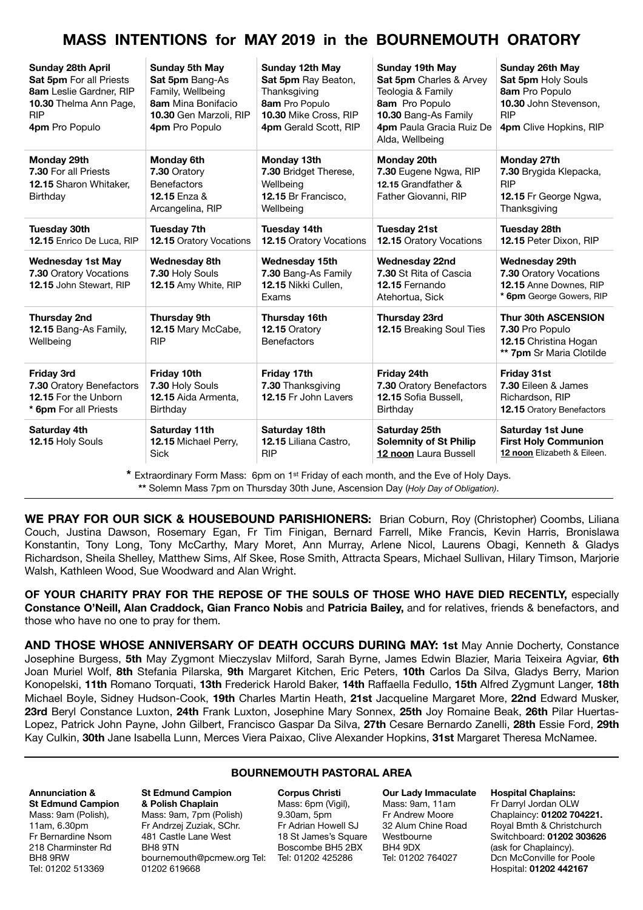# MASS INTENTIONS for MAY 2019 in the BOURNEMOUTH ORATORY

| | | | | |
|---|---|---|---|---|
| **Sunday 28th April**<br>**Sat 5pm** For all Priests<br>**8am** Leslie Gardner, RIP<br>**10.30** Thelma Ann Page, RIP<br>**4pm** Pro Populo | **Sunday 5th May**<br>**Sat 5pm** Bang-As Family, Wellbeing<br>**8am** Mina Bonifacio<br>**10.30** Gen Marzoli, RIP<br>**4pm** Pro Populo | **Sunday 12th May**<br>**Sat 5pm** Ray Beaton, Thanksgiving<br>**8am** Pro Populo<br>**10.30** Mike Cross, RIP<br>**4pm** Gerald Scott, RIP | **Sunday 19th May**<br>**Sat 5pm** Charles & Arvey Teologia & Family<br>**8am** Pro Populo<br>**10.30** Bang-As Family<br>**4pm** Paula Gracia Ruiz De Alda, Wellbeing | **Sunday 26th May**<br>**Sat 5pm** Holy Souls<br>**8am** Pro Populo<br>**10.30** John Stevenson, RIP<br>**4pm** Clive Hopkins, RIP |
| **Monday 29th**<br>**7.30** For all Priests<br>**12.15** Sharon Whitaker, Birthday | **Monday 6th**<br>**7.30** Oratory Benefactors<br>**12.15** Enza & Arcangelina, RIP | **Monday 13th**<br>**7.30** Bridget Therese, Wellbeing<br>**12.15** Br Francisco, Wellbeing | **Monday 20th**<br>**7.30** Eugene Ngwa, RIP<br>**12.15** Grandfather & Father Giovanni, RIP | **Monday 27th**<br>**7.30** Brygida Klepacka, RIP<br>**12.15** Fr George Ngwa, Thanksgiving |
| **Tuesday 30th**<br>**12.15** Enrico De Luca, RIP | **Tuesday 7th**<br>**12.15** Oratory Vocations | **Tuesday 14th**<br>**12.15** Oratory Vocations | **Tuesday 21st**<br>**12.15** Oratory Vocations | **Tuesday 28th**<br>**12.15** Peter Dixon, RIP |
| **Wednesday 1st May**<br>**7.30** Oratory Vocations<br>**12.15** John Stewart, RIP | **Wednesday 8th**<br>**7.30** Holy Souls<br>**12.15** Amy White, RIP | **Wednesday 15th**<br>**7.30** Bang-As Family<br>**12.15** Nikki Cullen, Exams | **Wednesday 22nd**<br>**7.30** St Rita of Cascia<br>**12.15** Fernando Atehortua, Sick | **Wednesday 29th**<br>**7.30** Oratory Vocations<br>**12.15** Anne Downes, RIP<br>* **6pm** George Gowers, RIP |
| **Thursday 2nd**<br>**12.15** Bang-As Family, Wellbeing | **Thursday 9th**<br>**12.15** Mary McCabe, RIP | **Thursday 16th**<br>**12.15** Oratory Benefactors | **Thursday 23rd**<br>**12.15** Breaking Soul Ties | **Thur 30th ASCENSION**<br>**7.30** Pro Populo<br>**12.15** Christina Hogan<br>** **7pm** Sr Maria Clotilde |
| **Friday 3rd**<br>**7.30** Oratory Benefactors<br>**12.15** For the Unborn<br>* **6pm** For all Priests | **Friday 10th**<br>**7.30** Holy Souls<br>**12.15** Aida Armenta, Birthday | **Friday 17th**<br>**7.30** Thanksgiving<br>**12.15** Fr John Lavers | **Friday 24th**<br>**7.30** Oratory Benefactors<br>**12.15** Sofia Bussell, Birthday | **Friday 31st**<br>**7.30** Eileen & James Richardson, RIP<br>**12.15** Oratory Benefactors |
| **Saturday 4th**<br>**12.15** Holy Souls | **Saturday 11th**<br>**12.15** Michael Perry, Sick | **Saturday 18th**<br>**12.15** Liliana Castro, RIP | **Saturday 25th**<br>**Solemnity of St Philip**<br>**12 noon** Laura Bussell | **Saturday 1st June**<br>**First Holy Communion**<br>**12 noon** Elizabeth & Eileen. |

* Extraordinary Form Mass: 6pm on 1st Friday of each month, and the Eve of Holy Days.
** Solemn Mass 7pm on Thursday 30th June, Ascension Day (*Holy Day of Obligation)*.

**WE PRAY FOR OUR SICK & HOUSEBOUND PARISHIONERS:** Brian Coburn, Roy (Christopher) Coombs, Liliana Couch, Justina Dawson, Rosemary Egan, Fr Tim Finigan, Bernard Farrell, Mike Francis, Kevin Harris, Bronislawa Konstantin, Tony Long, Tony McCarthy, Mary Moret, Ann Murray, Arlene Nicol, Laurens Obagi, Kenneth & Gladys Richardson, Sheila Shelley, Matthew Sims, Alf Skee, Rose Smith, Attracta Spears, Michael Sullivan, Hilary Timson, Marjorie Walsh, Kathleen Wood, Sue Woodward and Alan Wright.

**OF YOUR CHARITY PRAY FOR THE REPOSE OF THE SOULS OF THOSE WHO HAVE DIED RECENTLY,** especially **Constance O'Neill, Alan Craddock, Gian Franco Nobis** and **Patricia Bailey,** and for relatives, friends & benefactors, and those who have no one to pray for them.

**AND THOSE WHOSE ANNIVERSARY OF DEATH OCCURS DURING MAY: 1st** May Annie Docherty, Constance Josephine Burgess, **5th** May Zygmont Mieczyslav Milford, Sarah Byrne, James Edwin Blazier, Maria Teixeira Agviar, **6th** Joan Muriel Wolf, **8th** Stefania Pilarska, **9th** Margaret Kitchen, Eric Peters, **10th** Carlos Da Silva, Gladys Berry, Marion Konopelski, **11th** Romano Torquati, **13th** Frederick Harold Baker, **14th** Raffaella Fedullo, **15th** Alfred Zygmunt Langer, **18th** Michael Boyle, Sidney Hudson-Cook, **19th** Charles Martin Heath, **21st** Jacqueline Margaret More, **22nd** Edward Musker, **23rd** Beryl Constance Luxton, **24th** Frank Luxton, Josephine Mary Sonnex, **25th** Joy Romaine Beak, **26th** Pilar Huertas-Lopez, Patrick John Payne, John Gilbert, Francisco Gaspar Da Silva, **27th** Cesare Bernardo Zanelli, **28th** Essie Ford, **29th** Kay Culkin, **30th** Jane Isabella Lunn, Merces Viera Paixao, Clive Alexander Hopkins, **31st** Margaret Theresa McNamee.

## BOURNEMOUTH PASTORAL AREA

**Annunciation & St Edmund Campion**
Mass: 9am (Polish), 11am, 6.30pm
Fr Bernardine Nsom
218 Charminster Rd
BH8 9RW
Tel: 01202 513369

**St Edmund Campion & Polish Chaplain**
Mass: 9am, 7pm (Polish)
Fr Andrzej Zuziak, SChr.
481 Castle Lane West
BH8 9TN
bournemouth@pcmew.org Tel: 01202 619668

**Corpus Christi**
Mass: 6pm (Vigil), 9.30am, 5pm
Fr Adrian Howell SJ
18 St James's Square
Boscombe BH5 2BX
Tel: 01202 425286

**Our Lady Immaculate**
Mass: 9am, 11am
Fr Andrew Moore
32 Alum Chine Road
Westbourne
BH4 9DX
Tel: 01202 764027

**Hospital Chaplains:**
Fr Darryl Jordan OLW
Chaplaincy: **01202 704221.**
Royal Bmth & Christchurch
Switchboard: **01202 303626**
(ask for Chaplaincy).
Dcn McConville for Poole Hospital: **01202 442167**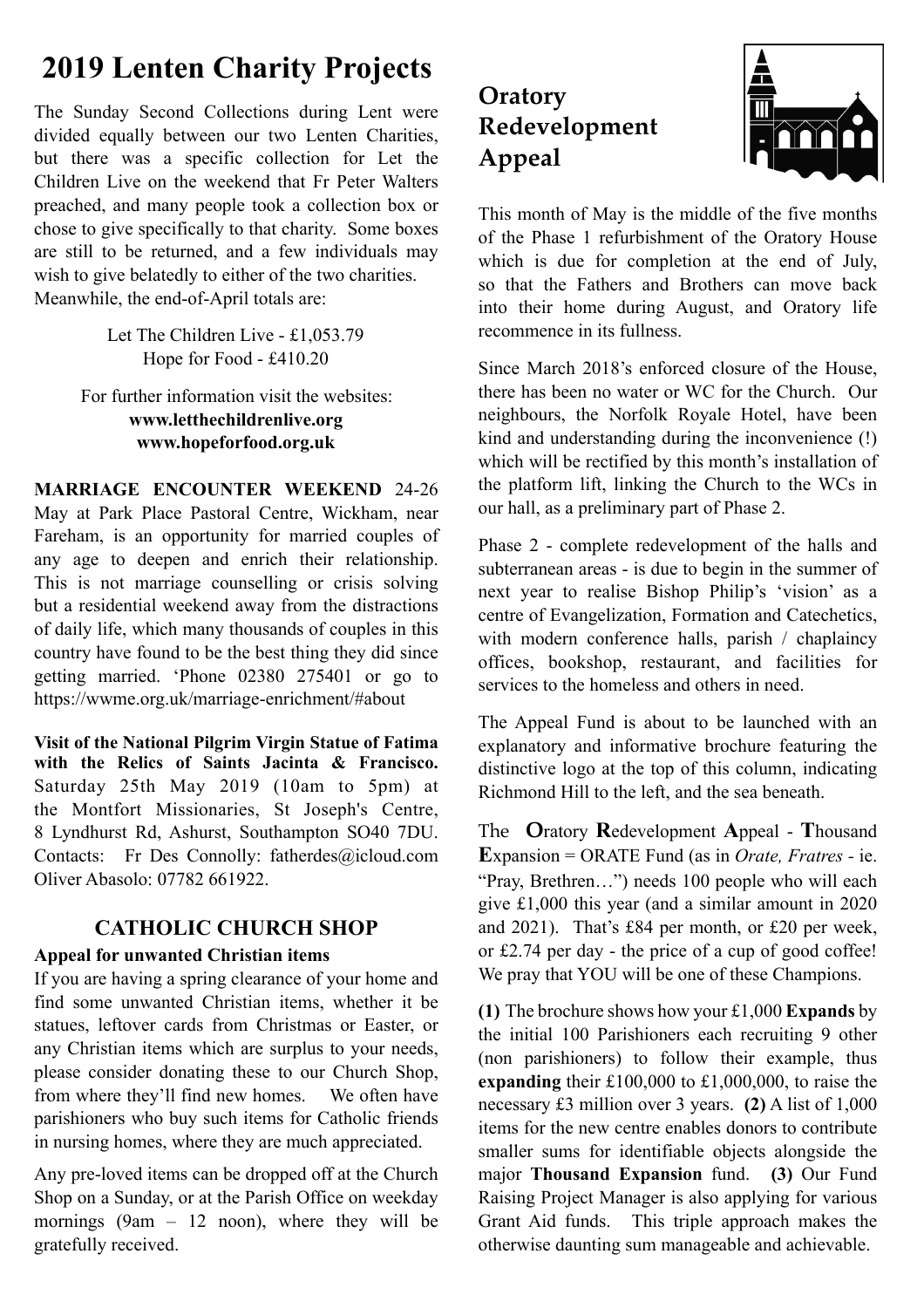# 2019 Lenten Charity Projects

The Sunday Second Collections during Lent were divided equally between our two Lenten Charities, but there was a specific collection for Let the Children Live on the weekend that Fr Peter Walters preached, and many people took a collection box or chose to give specifically to that charity. Some boxes are still to be returned, and a few individuals may wish to give belatedly to either of the two charities. Meanwhile, the end-of-April totals are:

Let The Children Live - £1,053.79
Hope for Food - £410.20

For further information visit the websites:
**www.letthechildrenlive.org**
**www.hopeforfood.org.uk**

**MARRIAGE ENCOUNTER WEEKEND** 24-26 May at Park Place Pastoral Centre, Wickham, near Fareham, is an opportunity for married couples of any age to deepen and enrich their relationship. This is not marriage counselling or crisis solving but a residential weekend away from the distractions of daily life, which many thousands of couples in this country have found to be the best thing they did since getting married. 'Phone 02380 275401 or go to https://wwme.org.uk/marriage-enrichment/#about

**Visit of the National Pilgrim Virgin Statue of Fatima with the Relics of Saints Jacinta & Francisco.** Saturday 25th May 2019 (10am to 5pm) at the Montfort Missionaries, St Joseph's Centre, 8 Lyndhurst Rd, Ashurst, Southampton SO40 7DU. Contacts: Fr Des Connolly: fatherdes@icloud.com Oliver Abasolo: 07782 661922.

## CATHOLIC CHURCH SHOP

**Appeal for unwanted Christian items**

If you are having a spring clearance of your home and find some unwanted Christian items, whether it be statues, leftover cards from Christmas or Easter, or any Christian items which are surplus to your needs, please consider donating these to our Church Shop, from where they'll find new homes. We often have parishioners who buy such items for Catholic friends in nursing homes, where they are much appreciated.

Any pre-loved items can be dropped off at the Church Shop on a Sunday, or at the Parish Office on weekday mornings (9am – 12 noon), where they will be gratefully received.

## Oratory Redevelopment Appeal

This month of May is the middle of the five months of the Phase 1 refurbishment of the Oratory House which is due for completion at the end of July, so that the Fathers and Brothers can move back into their home during August, and Oratory life recommence in its fullness.

Since March 2018's enforced closure of the House, there has been no water or WC for the Church. Our neighbours, the Norfolk Royale Hotel, have been kind and understanding during the inconvenience (!) which will be rectified by this month's installation of the platform lift, linking the Church to the WCs in our hall, as a preliminary part of Phase 2.

Phase 2 - complete redevelopment of the halls and subterranean areas - is due to begin in the summer of next year to realise Bishop Philip's 'vision' as a centre of Evangelization, Formation and Catechetics, with modern conference halls, parish / chaplaincy offices, bookshop, restaurant, and facilities for services to the homeless and others in need.

The Appeal Fund is about to be launched with an explanatory and informative brochure featuring the distinctive logo at the top of this column, indicating Richmond Hill to the left, and the sea beneath.

The **O**ratory **R**edevelopment **A**ppeal - **T**housand **E**xpansion = ORATE Fund (as in *Orate, Fratres* - ie. "Pray, Brethren…") needs 100 people who will each give £1,000 this year (and a similar amount in 2020 and 2021). That's £84 per month, or £20 per week, or £2.74 per day - the price of a cup of good coffee! We pray that YOU will be one of these Champions.

**(1)** The brochure shows how your £1,000 **Expands** by the initial 100 Parishioners each recruiting 9 other (non parishioners) to follow their example, thus **expanding** their £100,000 to £1,000,000, to raise the necessary £3 million over 3 years. **(2)** A list of 1,000 items for the new centre enables donors to contribute smaller sums for identifiable objects alongside the major **Thousand Expansion** fund. **(3)** Our Fund Raising Project Manager is also applying for various Grant Aid funds. This triple approach makes the otherwise daunting sum manageable and achievable.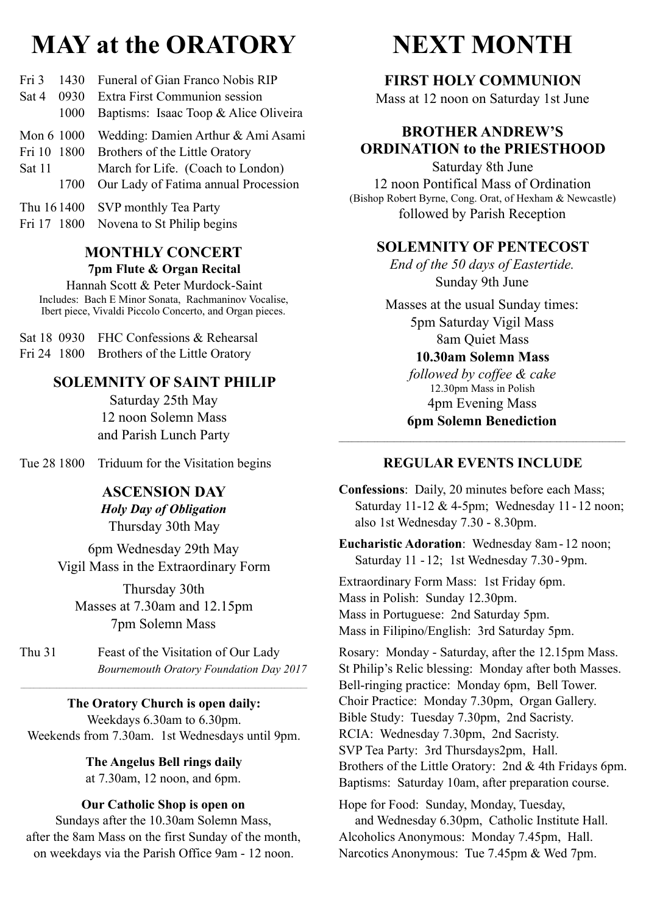# MAY at the ORATORY

| | | |
|---|---|---|
| Fri 3 | 1430 | Funeral of Gian Franco Nobis RIP |
| Sat 4 | 0930 | Extra First Communion session |
| | 1000 | Baptisms: Isaac Toop & Alice Oliveira |
| Mon 6 | 1000 | Wedding: Damien Arthur & Ami Asami |
| Fri 10 | 1800 | Brothers of the Little Oratory |
| Sat 11 | | March for Life. (Coach to London) |
| | 1700 | Our Lady of Fatima annual Procession |
| Thu 16 | 1400 | SVP monthly Tea Party |
| Fri 17 | 1800 | Novena to St Philip begins |

### MONTHLY CONCERT

**7pm Flute & Organ Recital**

Hannah Scott & Peter Murdock-Saint

Includes: Bach E Minor Sonata, Rachmaninov Vocalise, Ibert piece, Vivaldi Piccolo Concerto, and Organ pieces.

| | | |
|---|---|---|
| Sat 18 | 0930 | FHC Confessions & Rehearsal |
| Fri 24 | 1800 | Brothers of the Little Oratory |

### SOLEMNITY OF SAINT PHILIP

Saturday 25th May
12 noon Solemn Mass
and Parish Lunch Party

| | | |
|---|---|---|
| Tue 28 | 1800 | Triduum for the Visitation begins |

### ASCENSION DAY

***Holy Day of Obligation***
Thursday 30th May

6pm Wednesday 29th May
Vigil Mass in the Extraordinary Form

Thursday 30th
Masses at 7.30am and 12.15pm
7pm Solemn Mass

Thu 31 Feast of the Visitation of Our Lady
*Bournemouth Oratory Foundation Day 2017*

---

**The Oratory Church is open daily:**
Weekdays 6.30am to 6.30pm.
Weekends from 7.30am. 1st Wednesdays until 9pm.

**The Angelus Bell rings daily**
at 7.30am, 12 noon, and 6pm.

**Our Catholic Shop is open on**
Sundays after the 10.30am Solemn Mass,
after the 8am Mass on the first Sunday of the month,
on weekdays via the Parish Office 9am - 12 noon.

# NEXT MONTH

### FIRST HOLY COMMUNION

Mass at 12 noon on Saturday 1st June

### BROTHER ANDREW'S ORDINATION to the PRIESTHOOD

Saturday 8th June
12 noon Pontifical Mass of Ordination
(Bishop Robert Byrne, Cong. Orat, of Hexham & Newcastle)
followed by Parish Reception

### SOLEMNITY OF PENTECOST

*End of the 50 days of Eastertide.*
Sunday 9th June

Masses at the usual Sunday times:
5pm Saturday Vigil Mass
8am Quiet Mass
**10.30am Solemn Mass**
*followed by coffee & cake*
12.30pm Mass in Polish
4pm Evening Mass
**6pm Solemn Benediction**

---

### REGULAR EVENTS INCLUDE

**Confessions**: Daily, 20 minutes before each Mass; Saturday 11-12 & 4-5pm; Wednesday 11 - 12 noon; also 1st Wednesday 7.30 - 8.30pm.

**Eucharistic Adoration**: Wednesday 8am - 12 noon; Saturday 11 - 12; 1st Wednesday 7.30 - 9pm.

Extraordinary Form Mass: 1st Friday 6pm.
Mass in Polish: Sunday 12.30pm.
Mass in Portuguese: 2nd Saturday 5pm.
Mass in Filipino/English: 3rd Saturday 5pm.

Rosary: Monday - Saturday, after the 12.15pm Mass.
St Philip's Relic blessing: Monday after both Masses.
Bell-ringing practice: Monday 6pm, Bell Tower.
Choir Practice: Monday 7.30pm, Organ Gallery.
Bible Study: Tuesday 7.30pm, 2nd Sacristy.
RCIA: Wednesday 7.30pm, 2nd Sacristy.
SVP Tea Party: 3rd Thursdays2pm, Hall.
Brothers of the Little Oratory: 2nd & 4th Fridays 6pm.
Baptisms: Saturday 10am, after preparation course.

Hope for Food: Sunday, Monday, Tuesday, and Wednesday 6.30pm, Catholic Institute Hall.
Alcoholics Anonymous: Monday 7.45pm, Hall.
Narcotics Anonymous: Tue 7.45pm & Wed 7pm.